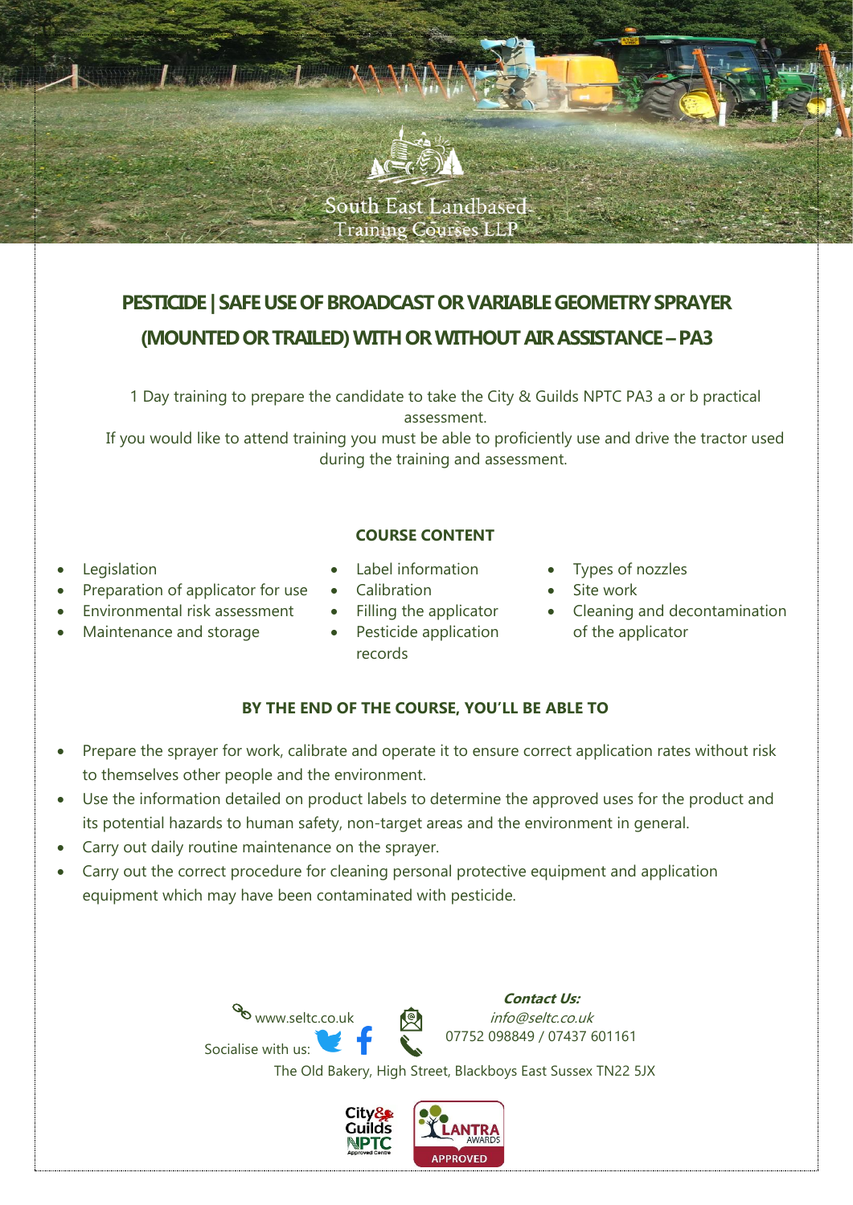South East Landbased Training Courses LLP

# PESTICIDE | SAFE USE OF BROADCAST OR VARIABLE GEOMETRY SPRAYER (MOUNTED OR TRAILED) WITH OR WITHOUT AIR ASSISTANCE – PA3

1 Day training to prepare the candidate to take the City & Guilds NPTC PA3 a or b practical assessment.

If you would like to attend training you must be able to proficiently use and drive the tractor used during the training and assessment.

## COURSE CONTENT

- Legislation
- Preparation of applicator for use
- Environmental risk assessment
- Maintenance and storage
- Label information
- Calibration
- Filling the applicator
- Pesticide application records
- Types of nozzles
- Site work
- Cleaning and decontamination of the applicator

## BY THE END OF THE COURSE, YOU'LL BE ABLE TO

- Prepare the sprayer for work, calibrate and operate it to ensure correct application rates without risk to themselves other people and the environment.
- Use the information detailed on product labels to determine the approved uses for the product and its potential hazards to human safety, non-target areas and the environment in general.
- Carry out daily routine maintenance on the sprayer.
- Carry out the correct procedure for cleaning personal protective equipment and application equipment which may have been contaminated with pesticide.

www.seltc.co.uk

Socialise with us:

***Contact Us:***

*info@seltc.co.uk*

07752 098849 / 07437 601161

The Old Bakery, High Street, Blackboys East Sussex TN22 5JX

City & Guilds NPTC Approved Centre

LANTRA AWARDS APPROVED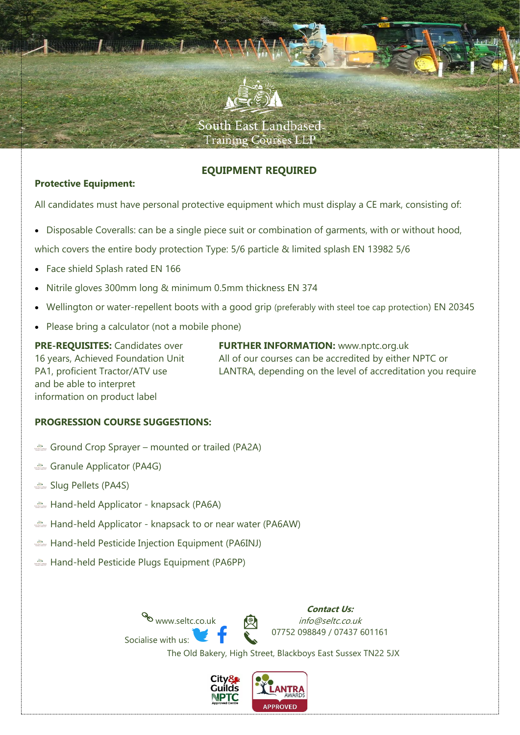South East Landbased Training Courses LLP

## EQUIPMENT REQUIRED

**Protective Equipment:**

All candidates must have personal protective equipment which must display a CE mark, consisting of:

- Disposable Coveralls: can be a single piece suit or combination of garments, with or without hood,

which covers the entire body protection Type: 5/6 particle & limited splash EN 13982 5/6

- Face shield Splash rated EN 166
- Nitrile gloves 300mm long & minimum 0.5mm thickness EN 374
- Wellington or water-repellent boots with a good grip (preferably with steel toe cap protection) EN 20345
- Please bring a calculator (not a mobile phone)

**PRE-REQUISITES:** Candidates over 16 years, Achieved Foundation Unit PA1, proficient Tractor/ATV use and be able to interpret information on product label

**FURTHER INFORMATION:** www.nptc.org.uk
All of our courses can be accredited by either NPTC or LANTRA, depending on the level of accreditation you require

**PROGRESSION COURSE SUGGESTIONS:**

- Ground Crop Sprayer – mounted or trailed (PA2A)
- Granule Applicator (PA4G)
- Slug Pellets (PA4S)
- Hand-held Applicator - knapsack (PA6A)
- Hand-held Applicator - knapsack to or near water (PA6AW)
- Hand-held Pesticide Injection Equipment (PA6INJ)
- Hand-held Pesticide Plugs Equipment (PA6PP)

www.seltc.co.uk

Socialise with us:

***Contact Us:***
*info@seltc.co.uk*
07752 098849 / 07437 601161

The Old Bakery, High Street, Blackboys East Sussex TN22 5JX

City & Guilds NPTC Approved Centre
LANTRA AWARDS APPROVED